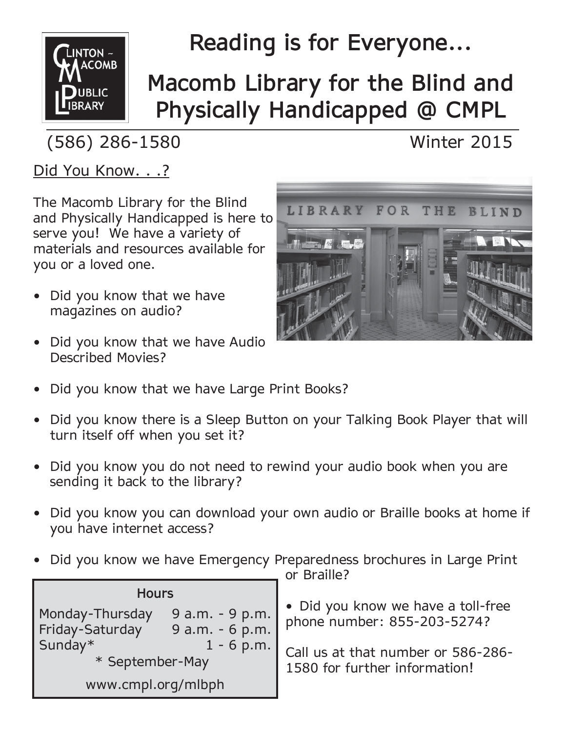# Reading is for Everyone...

# Macomb Library for the Blind and Physically Handicapped @ CMPL

(586) 286-1580 Winter 2015

## Did You Know. . .?

The Macomb Library for the Blind and Physically Handicapped is here to serve you! We have a variety of materials and resources available for you or a loved one.

- Did you know that we have magazines on audio?
- Did you know that we have Audio Described Movies?
- Did you know that we have Large Print Books?
- Did you know there is a Sleep Button on your Talking Book Player that will turn itself off when you set it?
- Did you know you do not need to rewind your audio book when you are sending it back to the library?
- Did you know you can download your own audio or Braille books at home if you have internet access?
- Did you know we have Emergency Preparedness brochures in Large Print or Braille?
- Did you know we have a toll-free phone number: 855-203-5274?

Call us at that number or 586-286-1580 for further information!

**Hours**

| | |
|---|---|
| Monday-Thursday | 9 a.m. - 9 p.m. |
| Friday-Saturday | 9 a.m. - 6 p.m. |
| Sunday* | 1 - 6 p.m. |

\* September-May

www.cmpl.org/mlbph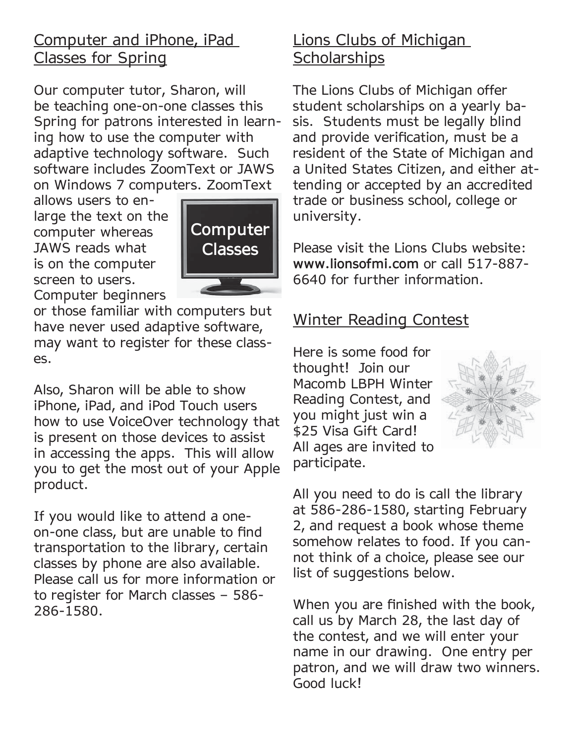## Computer and iPhone, iPad Classes for Spring

Our computer tutor, Sharon, will be teaching one-on-one classes this Spring for patrons interested in learning how to use the computer with adaptive technology software. Such software includes ZoomText or JAWS on Windows 7 computers. ZoomText allows users to enlarge the text on the computer whereas JAWS reads what is on the computer screen to users. Computer beginners or those familiar with computers but have never used adaptive software, may want to register for these classes.

Also, Sharon will be able to show iPhone, iPad, and iPod Touch users how to use VoiceOver technology that is present on those devices to assist in accessing the apps. This will allow you to get the most out of your Apple product.

If you would like to attend a one-on-one class, but are unable to find transportation to the library, certain classes by phone are also available. Please call us for more information or to register for March classes – 586-286-1580.

## Lions Clubs of Michigan Scholarships

The Lions Clubs of Michigan offer student scholarships on a yearly basis. Students must be legally blind and provide verification, must be a resident of the State of Michigan and a United States Citizen, and either attending or accepted by an accredited trade or business school, college or university.

Please visit the Lions Clubs website: **www.lionsofmi.com** or call 517-887-6640 for further information.

## Winter Reading Contest

Here is some food for thought! Join our Macomb LBPH Winter Reading Contest, and you might just win a $25 Visa Gift Card! All ages are invited to participate.

All you need to do is call the library at 586-286-1580, starting February 2, and request a book whose theme somehow relates to food. If you cannot think of a choice, please see our list of suggestions below.

When you are finished with the book, call us by March 28, the last day of the contest, and we will enter your name in our drawing. One entry per patron, and we will draw two winners. Good luck!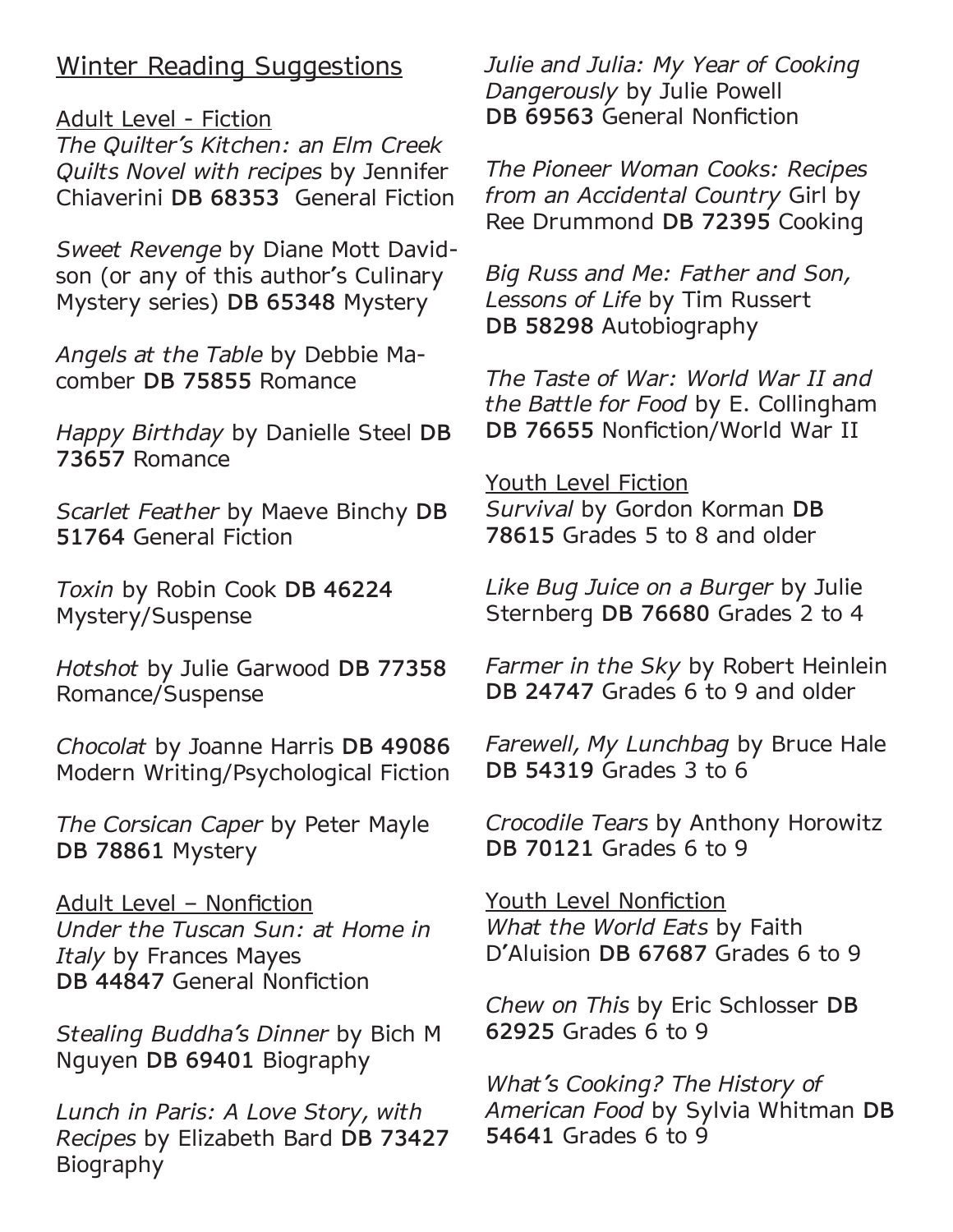## Winter Reading Suggestions

### Adult Level - Fiction

*The Quilter's Kitchen: an Elm Creek Quilts Novel with recipes* by Jennifer Chiaverini **DB 68353** General Fiction

*Sweet Revenge* by Diane Mott Davidson (or any of this author's Culinary Mystery series) **DB 65348** Mystery

*Angels at the Table* by Debbie Macomber **DB 75855** Romance

*Happy Birthday* by Danielle Steel **DB 73657** Romance

*Scarlet Feather* by Maeve Binchy **DB 51764** General Fiction

*Toxin* by Robin Cook **DB 46224** Mystery/Suspense

*Hotshot* by Julie Garwood **DB 77358** Romance/Suspense

*Chocolat* by Joanne Harris **DB 49086** Modern Writing/Psychological Fiction

*The Corsican Caper* by Peter Mayle **DB 78861** Mystery

### Adult Level – Nonfiction

*Under the Tuscan Sun: at Home in Italy* by Frances Mayes **DB 44847** General Nonfiction

*Stealing Buddha's Dinner* by Bich M Nguyen **DB 69401** Biography

*Lunch in Paris: A Love Story, with Recipes* by Elizabeth Bard **DB 73427** Biography

*Julie and Julia: My Year of Cooking Dangerously* by Julie Powell **DB 69563** General Nonfiction

*The Pioneer Woman Cooks: Recipes from an Accidental Country* Girl by Ree Drummond **DB 72395** Cooking

*Big Russ and Me: Father and Son, Lessons of Life* by Tim Russert **DB 58298** Autobiography

*The Taste of War: World War II and the Battle for Food* by E. Collingham **DB 76655** Nonfiction/World War II

### Youth Level Fiction

*Survival* by Gordon Korman **DB 78615** Grades 5 to 8 and older

*Like Bug Juice on a Burger* by Julie Sternberg **DB 76680** Grades 2 to 4

*Farmer in the Sky* by Robert Heinlein **DB 24747** Grades 6 to 9 and older

*Farewell, My Lunchbag* by Bruce Hale **DB 54319** Grades 3 to 6

*Crocodile Tears* by Anthony Horowitz **DB 70121** Grades 6 to 9

### Youth Level Nonfiction

*What the World Eats* by Faith D'Aluision **DB 67687** Grades 6 to 9

*Chew on This* by Eric Schlosser **DB 62925** Grades 6 to 9

*What's Cooking? The History of American Food* by Sylvia Whitman **DB 54641** Grades 6 to 9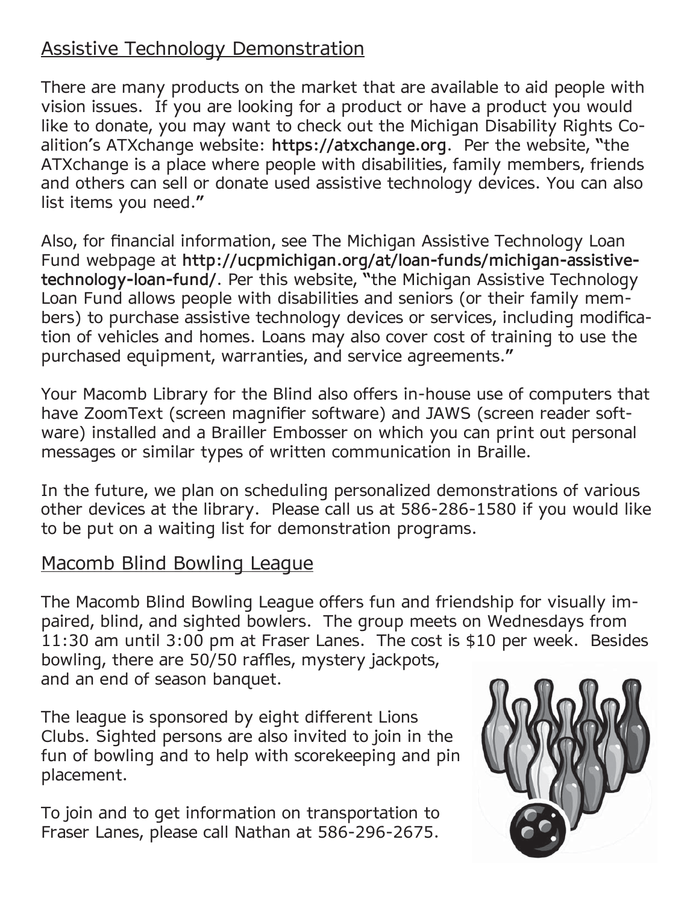## Assistive Technology Demonstration

There are many products on the market that are available to aid people with vision issues. If you are looking for a product or have a product you would like to donate, you may want to check out the Michigan Disability Rights Coalition's ATXchange website: **https://atxchange.org**. Per the website, "the ATXchange is a place where people with disabilities, family members, friends and others can sell or donate used assistive technology devices. You can also list items you need."

Also, for financial information, see The Michigan Assistive Technology Loan Fund webpage at **http://ucpmichigan.org/at/loan-funds/michigan-assistive-technology-loan-fund/**. Per this website, "the Michigan Assistive Technology Loan Fund allows people with disabilities and seniors (or their family members) to purchase assistive technology devices or services, including modification of vehicles and homes. Loans may also cover cost of training to use the purchased equipment, warranties, and service agreements."

Your Macomb Library for the Blind also offers in-house use of computers that have ZoomText (screen magnifier software) and JAWS (screen reader software) installed and a Brailler Embosser on which you can print out personal messages or similar types of written communication in Braille.

In the future, we plan on scheduling personalized demonstrations of various other devices at the library. Please call us at 586-286-1580 if you would like to be put on a waiting list for demonstration programs.

## Macomb Blind Bowling League

The Macomb Blind Bowling League offers fun and friendship for visually impaired, blind, and sighted bowlers. The group meets on Wednesdays from 11:30 am until 3:00 pm at Fraser Lanes. The cost is $10 per week. Besides bowling, there are 50/50 raffles, mystery jackpots, and an end of season banquet.

The league is sponsored by eight different Lions Clubs. Sighted persons are also invited to join in the fun of bowling and to help with scorekeeping and pin placement.

To join and to get information on transportation to Fraser Lanes, please call Nathan at 586-296-2675.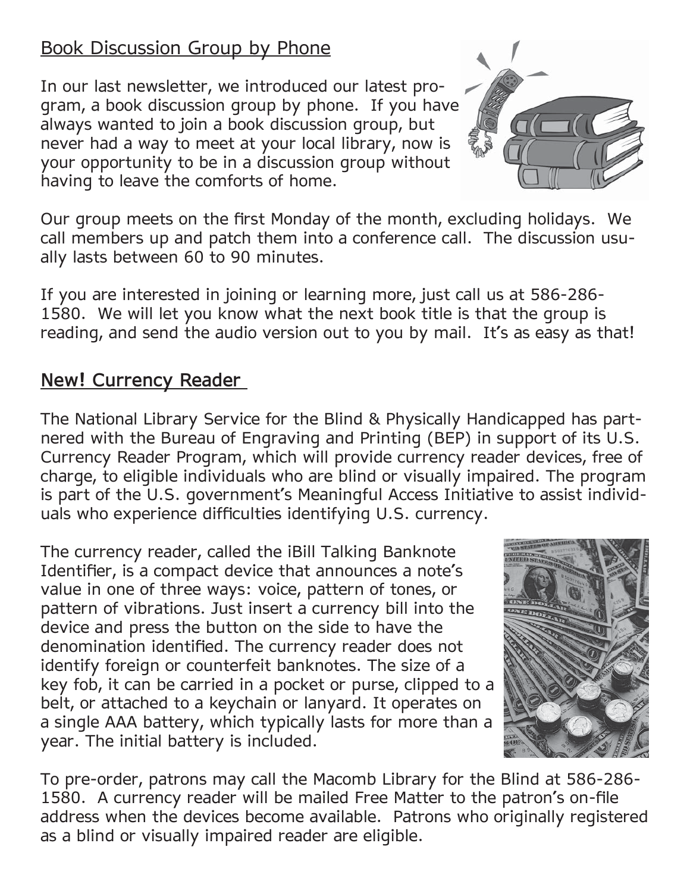## Book Discussion Group by Phone

In our last newsletter, we introduced our latest program, a book discussion group by phone. If you have always wanted to join a book discussion group, but never had a way to meet at your local library, now is your opportunity to be in a discussion group without having to leave the comforts of home.

Our group meets on the first Monday of the month, excluding holidays. We call members up and patch them into a conference call. The discussion usually lasts between 60 to 90 minutes.

If you are interested in joining or learning more, just call us at 586-286-1580. We will let you know what the next book title is that the group is reading, and send the audio version out to you by mail. It's as easy as that!

## New! Currency Reader

The National Library Service for the Blind & Physically Handicapped has partnered with the Bureau of Engraving and Printing (BEP) in support of its U.S. Currency Reader Program, which will provide currency reader devices, free of charge, to eligible individuals who are blind or visually impaired. The program is part of the U.S. government's Meaningful Access Initiative to assist individuals who experience difficulties identifying U.S. currency.

The currency reader, called the iBill Talking Banknote Identifier, is a compact device that announces a note's value in one of three ways: voice, pattern of tones, or pattern of vibrations. Just insert a currency bill into the device and press the button on the side to have the denomination identified. The currency reader does not identify foreign or counterfeit banknotes. The size of a key fob, it can be carried in a pocket or purse, clipped to a belt, or attached to a keychain or lanyard. It operates on a single AAA battery, which typically lasts for more than a year. The initial battery is included.

To pre-order, patrons may call the Macomb Library for the Blind at 586-286-1580. A currency reader will be mailed Free Matter to the patron's on-file address when the devices become available. Patrons who originally registered as a blind or visually impaired reader are eligible.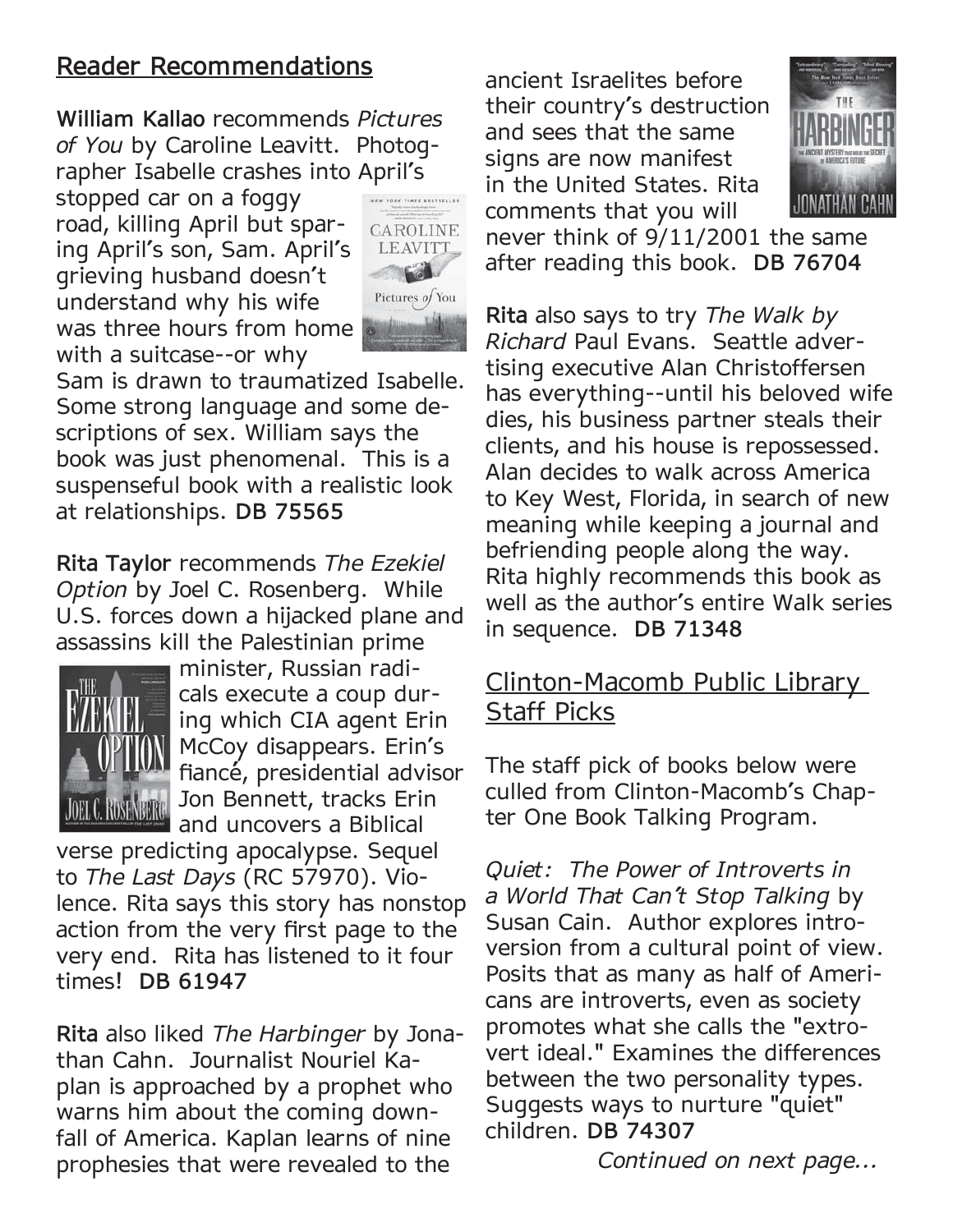## Reader Recommendations

**William Kallao** recommends *Pictures of You* by Caroline Leavitt. Photographer Isabelle crashes into April's stopped car on a foggy road, killing April but sparing April's son, Sam. April's grieving husband doesn't understand why his wife was three hours from home with a suitcase--or why Sam is drawn to traumatized Isabelle. Some strong language and some descriptions of sex. William says the book was just phenomenal. This is a suspenseful book with a realistic look at relationships. **DB 75565**

**Rita Taylor** recommends *The Ezekiel Option* by Joel C. Rosenberg. While U.S. forces down a hijacked plane and assassins kill the Palestinian prime minister, Russian radicals execute a coup during which CIA agent Erin McCoy disappears. Erin's fiancé, presidential advisor Jon Bennett, tracks Erin and uncovers a Biblical verse predicting apocalypse. Sequel to *The Last Days* (RC 57970). Violence. Rita says this story has nonstop action from the very first page to the very end. Rita has listened to it four times! **DB 61947**

**Rita** also liked *The Harbinger* by Jonathan Cahn. Journalist Nouriel Kaplan is approached by a prophet who warns him about the coming downfall of America. Kaplan learns of nine prophesies that were revealed to the ancient Israelites before their country's destruction and sees that the same signs are now manifest in the United States. Rita comments that you will never think of 9/11/2001 the same after reading this book. **DB 76704**

**Rita** also says to try *The Walk by Richard* Paul Evans. Seattle advertising executive Alan Christoffersen has everything--until his beloved wife dies, his business partner steals their clients, and his house is repossessed. Alan decides to walk across America to Key West, Florida, in search of new meaning while keeping a journal and befriending people along the way. Rita highly recommends this book as well as the author's entire Walk series in sequence. **DB 71348**

## Clinton-Macomb Public Library Staff Picks

The staff pick of books below were culled from Clinton-Macomb's Chapter One Book Talking Program.

*Quiet: The Power of Introverts in a World That Can't Stop Talking* by Susan Cain. Author explores introversion from a cultural point of view. Posits that as many as half of Americans are introverts, even as society promotes what she calls the "extrovert ideal." Examines the differences between the two personality types. Suggests ways to nurture "quiet" children. **DB 74307**

*Continued on next page...*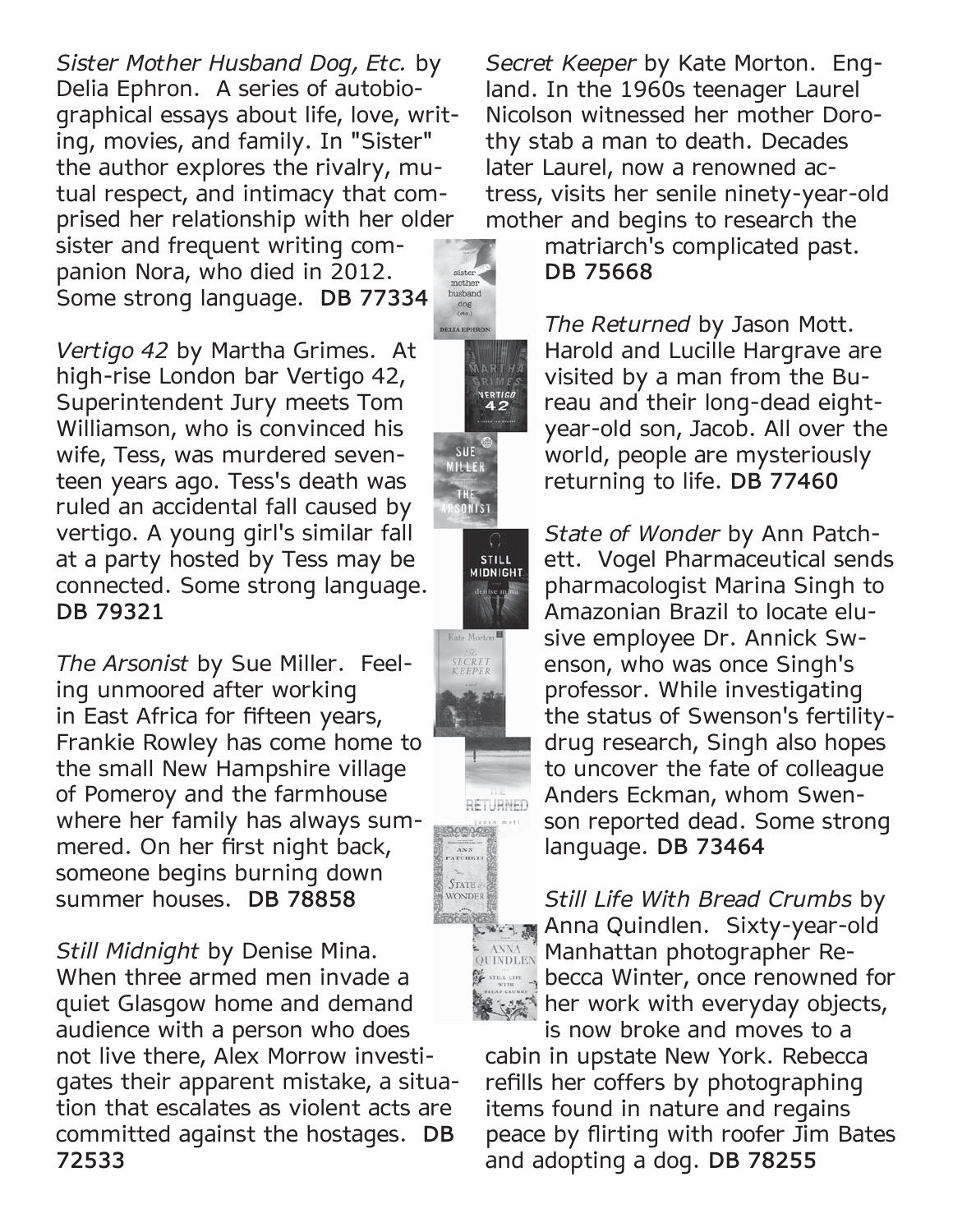*Sister Mother Husband Dog, Etc.* by Delia Ephron. A series of autobiographical essays about life, love, writing, movies, and family. In "Sister" the author explores the rivalry, mutual respect, and intimacy that comprised her relationship with her older sister and frequent writing companion Nora, who died in 2012. Some strong language. **DB 77334**

*Vertigo 42* by Martha Grimes. At high-rise London bar Vertigo 42, Superintendent Jury meets Tom Williamson, who is convinced his wife, Tess, was murdered seventeen years ago. Tess's death was ruled an accidental fall caused by vertigo. A young girl's similar fall at a party hosted by Tess may be connected. Some strong language. **DB 79321**

*The Arsonist* by Sue Miller. Feeling unmoored after working in East Africa for fifteen years, Frankie Rowley has come home to the small New Hampshire village of Pomeroy and the farmhouse where her family has always summered. On her first night back, someone begins burning down summer houses. **DB 78858**

*Still Midnight* by Denise Mina. When three armed men invade a quiet Glasgow home and demand audience with a person who does not live there, Alex Morrow investigates their apparent mistake, a situation that escalates as violent acts are committed against the hostages. **DB 72533**

*Secret Keeper* by Kate Morton. England. In the 1960s teenager Laurel Nicolson witnessed her mother Dorothy stab a man to death. Decades later Laurel, now a renowned actress, visits her senile ninety-year-old mother and begins to research the matriarch's complicated past. **DB 75668**

*The Returned* by Jason Mott. Harold and Lucille Hargrave are visited by a man from the Bureau and their long-dead eight-year-old son, Jacob. All over the world, people are mysteriously returning to life. **DB 77460**

*State of Wonder* by Ann Patchett. Vogel Pharmaceutical sends pharmacologist Marina Singh to Amazonian Brazil to locate elusive employee Dr. Annick Swenson, who was once Singh's professor. While investigating the status of Swenson's fertility-drug research, Singh also hopes to uncover the fate of colleague Anders Eckman, whom Swenson reported dead. Some strong language. **DB 73464**

*Still Life With Bread Crumbs* by Anna Quindlen. Sixty-year-old Manhattan photographer Rebecca Winter, once renowned for her work with everyday objects, is now broke and moves to a cabin in upstate New York. Rebecca refills her coffers by photographing items found in nature and regains peace by flirting with roofer Jim Bates and adopting a dog. **DB 78255**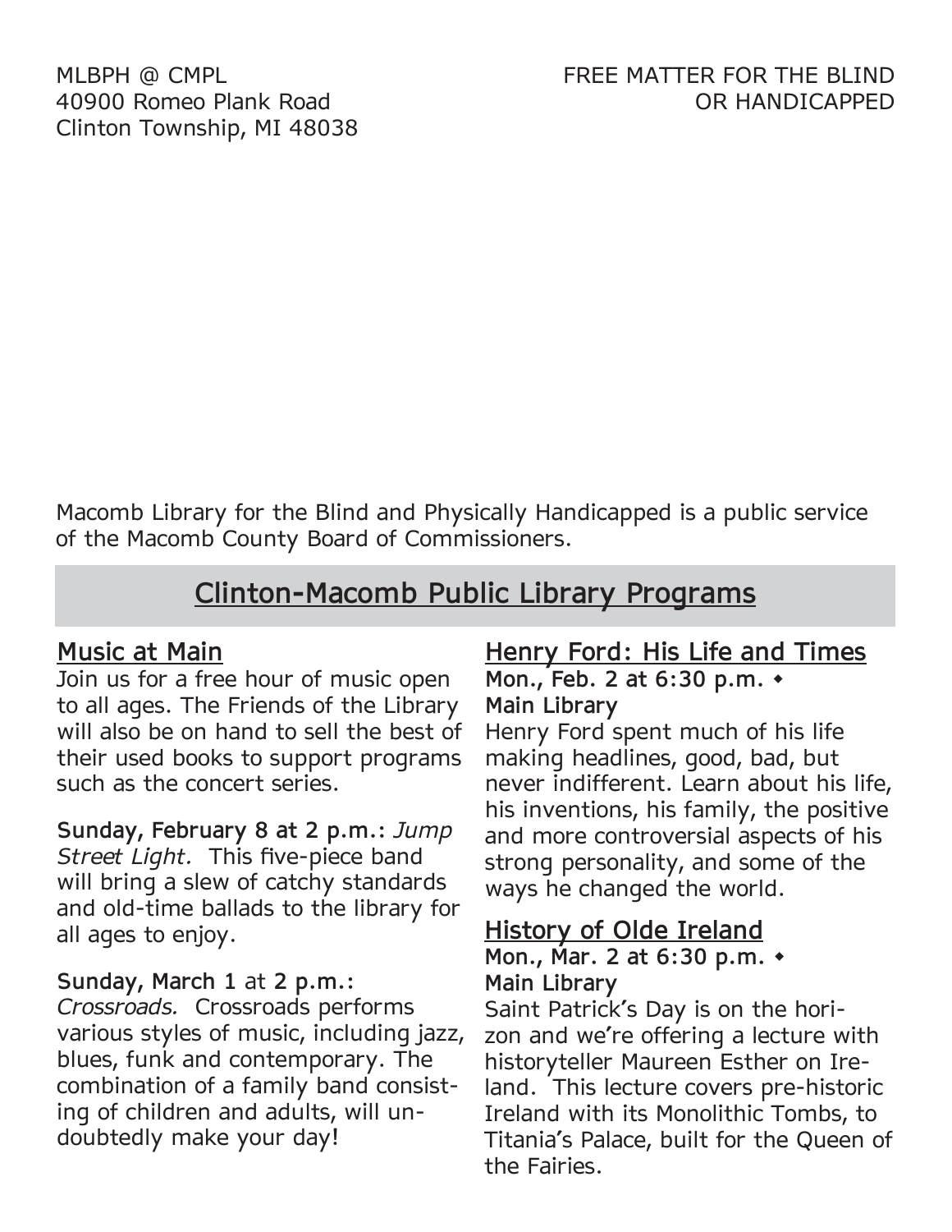MLBPH @ CMPL
40900 Romeo Plank Road
Clinton Township, MI 48038

FREE MATTER FOR THE BLIND
OR HANDICAPPED

Macomb Library for the Blind and Physically Handicapped is a public service of the Macomb County Board of Commissioners.

## Clinton-Macomb Public Library Programs

### Music at Main

Join us for a free hour of music open to all ages. The Friends of the Library will also be on hand to sell the best of their used books to support programs such as the concert series.

**Sunday, February 8 at 2 p.m.**: *Jump Street Light.* This five-piece band will bring a slew of catchy standards and old-time ballads to the library for all ages to enjoy.

**Sunday, March 1** at **2 p.m.**: *Crossroads.* Crossroads performs various styles of music, including jazz, blues, funk and contemporary. The combination of a family band consisting of children and adults, will undoubtedly make your day!

### Henry Ford: His Life and Times

**Mon., Feb. 2 at 6:30 p.m. ◆ Main Library**

Henry Ford spent much of his life making headlines, good, bad, but never indifferent. Learn about his life, his inventions, his family, the positive and more controversial aspects of his strong personality, and some of the ways he changed the world.

### History of Olde Ireland

**Mon., Mar. 2 at 6:30 p.m. ◆ Main Library**

Saint Patrick's Day is on the horizon and we're offering a lecture with historyteller Maureen Esther on Ireland. This lecture covers pre-historic Ireland with its Monolithic Tombs, to Titania's Palace, built for the Queen of the Fairies.